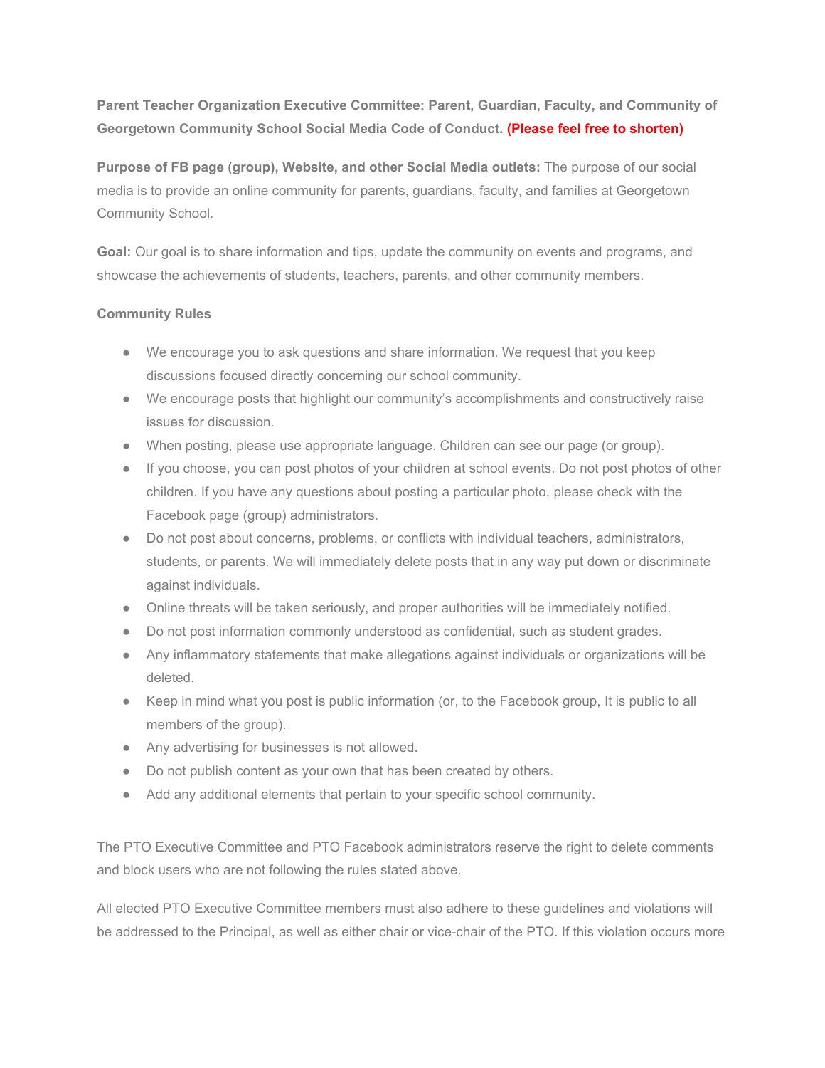**Parent Teacher Organization Executive Committee: Parent, Guardian, Faculty, and Community of Georgetown Community School Social Media Code of Conduct. (Please feel free to shorten)**

**Purpose of FB page (group), Website, and other Social Media outlets:** The purpose of our social media is to provide an online community for parents, guardians, faculty, and families at Georgetown Community School.

**Goal:** Our goal is to share information and tips, update the community on events and programs, and showcase the achievements of students, teachers, parents, and other community members.

**Community Rules**

- We encourage you to ask questions and share information. We request that you keep discussions focused directly concerning our school community.
- We encourage posts that highlight our community's accomplishments and constructively raise issues for discussion.
- When posting, please use appropriate language. Children can see our page (or group).
- If you choose, you can post photos of your children at school events. Do not post photos of other children. If you have any questions about posting a particular photo, please check with the Facebook page (group) administrators.
- Do not post about concerns, problems, or conflicts with individual teachers, administrators, students, or parents. We will immediately delete posts that in any way put down or discriminate against individuals.
- Online threats will be taken seriously, and proper authorities will be immediately notified.
- Do not post information commonly understood as confidential, such as student grades.
- Any inflammatory statements that make allegations against individuals or organizations will be deleted.
- Keep in mind what you post is public information (or, to the Facebook group, It is public to all members of the group).
- Any advertising for businesses is not allowed.
- Do not publish content as your own that has been created by others.
- Add any additional elements that pertain to your specific school community.

The PTO Executive Committee and PTO Facebook administrators reserve the right to delete comments and block users who are not following the rules stated above.

All elected PTO Executive Committee members must also adhere to these guidelines and violations will be addressed to the Principal, as well as either chair or vice-chair of the PTO. If this violation occurs more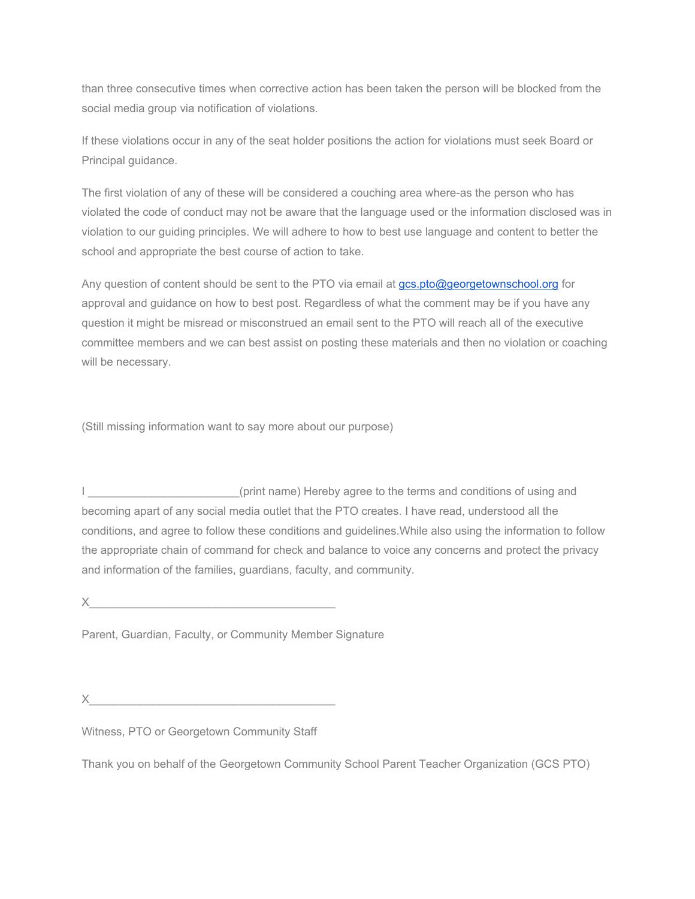than three consecutive times when corrective action has been taken the person will be blocked from the social media group via notification of violations.

If these violations occur in any of the seat holder positions the action for violations must seek Board or Principal guidance.

The first violation of any of these will be considered a couching area where-as the person who has violated the code of conduct may not be aware that the language used or the information disclosed was in violation to our guiding principles. We will adhere to how to best use language and content to better the school and appropriate the best course of action to take.

Any question of content should be sent to the PTO via email at gcs.pto@georgetownschool.org for approval and guidance on how to best post. Regardless of what the comment may be if you have any question it might be misread or misconstrued an email sent to the PTO will reach all of the executive committee members and we can best assist on posting these materials and then no violation or coaching will be necessary.

(Still missing information want to say more about our purpose)

I _______________________(print name) Hereby agree to the terms and conditions of using and becoming apart of any social media outlet that the PTO creates. I have read, understood all the conditions, and agree to follow these conditions and guidelines.While also using the information to follow the appropriate chain of command for check and balance to voice any concerns and protect the privacy and information of the families, guardians, faculty, and community.

X______________________________________

Parent, Guardian, Faculty, or Community Member Signature

X______________________________________

Witness, PTO or Georgetown Community Staff

Thank you on behalf of the Georgetown Community School Parent Teacher Organization (GCS PTO)